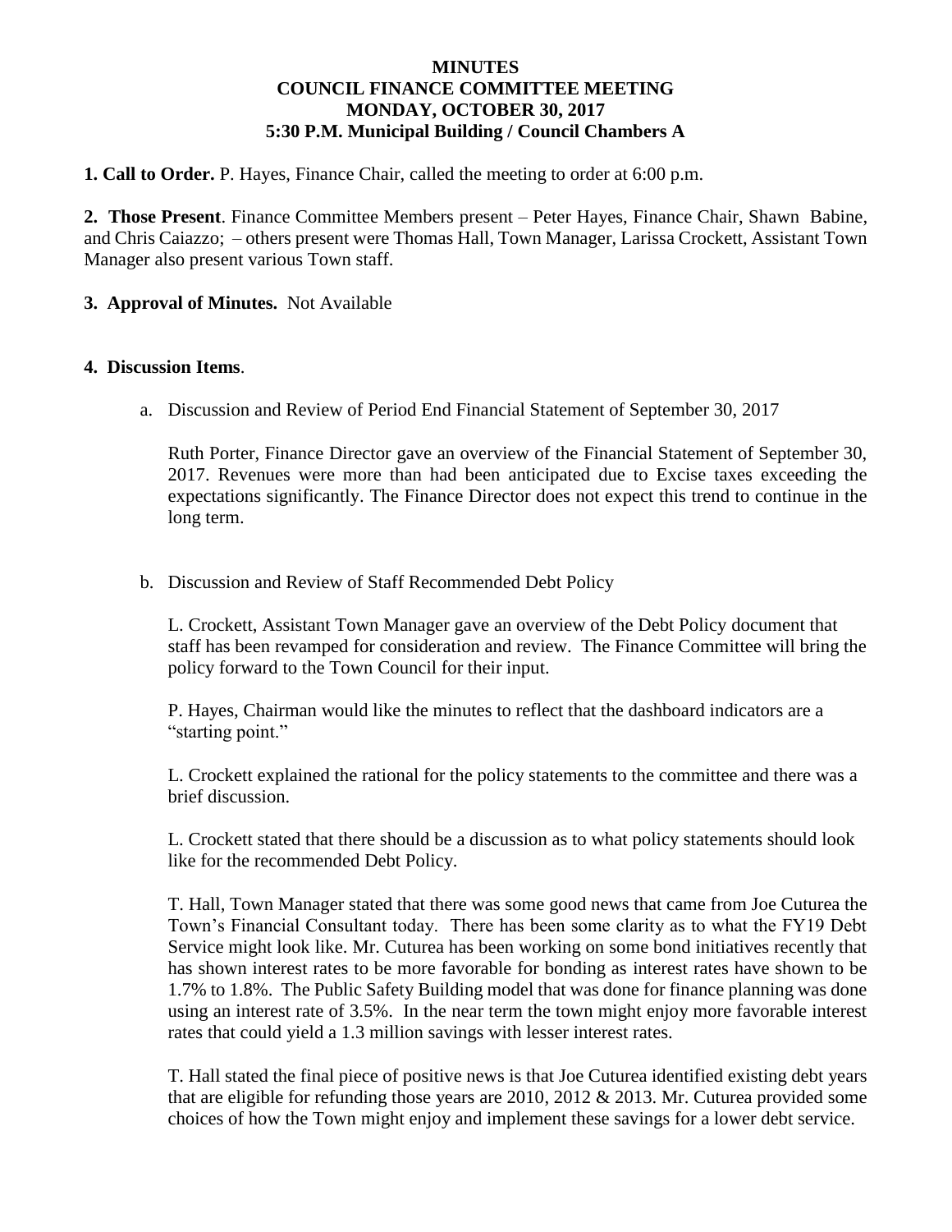# MINUTES
## COUNCIL FINANCE COMMITTEE MEETING
## MONDAY, OCTOBER 30, 2017
## 5:30 P.M. Municipal Building / Council Chambers A

**1. Call to Order.** P. Hayes, Finance Chair, called the meeting to order at 6:00 p.m.

**2. Those Present**. Finance Committee Members present – Peter Hayes, Finance Chair, Shawn Babine, and Chris Caiazzo; – others present were Thomas Hall, Town Manager, Larissa Crockett, Assistant Town Manager also present various Town staff.

**3. Approval of Minutes.** Not Available

**4. Discussion Items**.

a. Discussion and Review of Period End Financial Statement of September 30, 2017

Ruth Porter, Finance Director gave an overview of the Financial Statement of September 30, 2017. Revenues were more than had been anticipated due to Excise taxes exceeding the expectations significantly. The Finance Director does not expect this trend to continue in the long term.

b. Discussion and Review of Staff Recommended Debt Policy

L. Crockett, Assistant Town Manager gave an overview of the Debt Policy document that staff has been revamped for consideration and review. The Finance Committee will bring the policy forward to the Town Council for their input.

P. Hayes, Chairman would like the minutes to reflect that the dashboard indicators are a "starting point."

L. Crockett explained the rational for the policy statements to the committee and there was a brief discussion.

L. Crockett stated that there should be a discussion as to what policy statements should look like for the recommended Debt Policy.

T. Hall, Town Manager stated that there was some good news that came from Joe Cuturea the Town's Financial Consultant today. There has been some clarity as to what the FY19 Debt Service might look like. Mr. Cuturea has been working on some bond initiatives recently that has shown interest rates to be more favorable for bonding as interest rates have shown to be 1.7% to 1.8%. The Public Safety Building model that was done for finance planning was done using an interest rate of 3.5%. In the near term the town might enjoy more favorable interest rates that could yield a 1.3 million savings with lesser interest rates.

T. Hall stated the final piece of positive news is that Joe Cuturea identified existing debt years that are eligible for refunding those years are 2010, 2012 & 2013. Mr. Cuturea provided some choices of how the Town might enjoy and implement these savings for a lower debt service.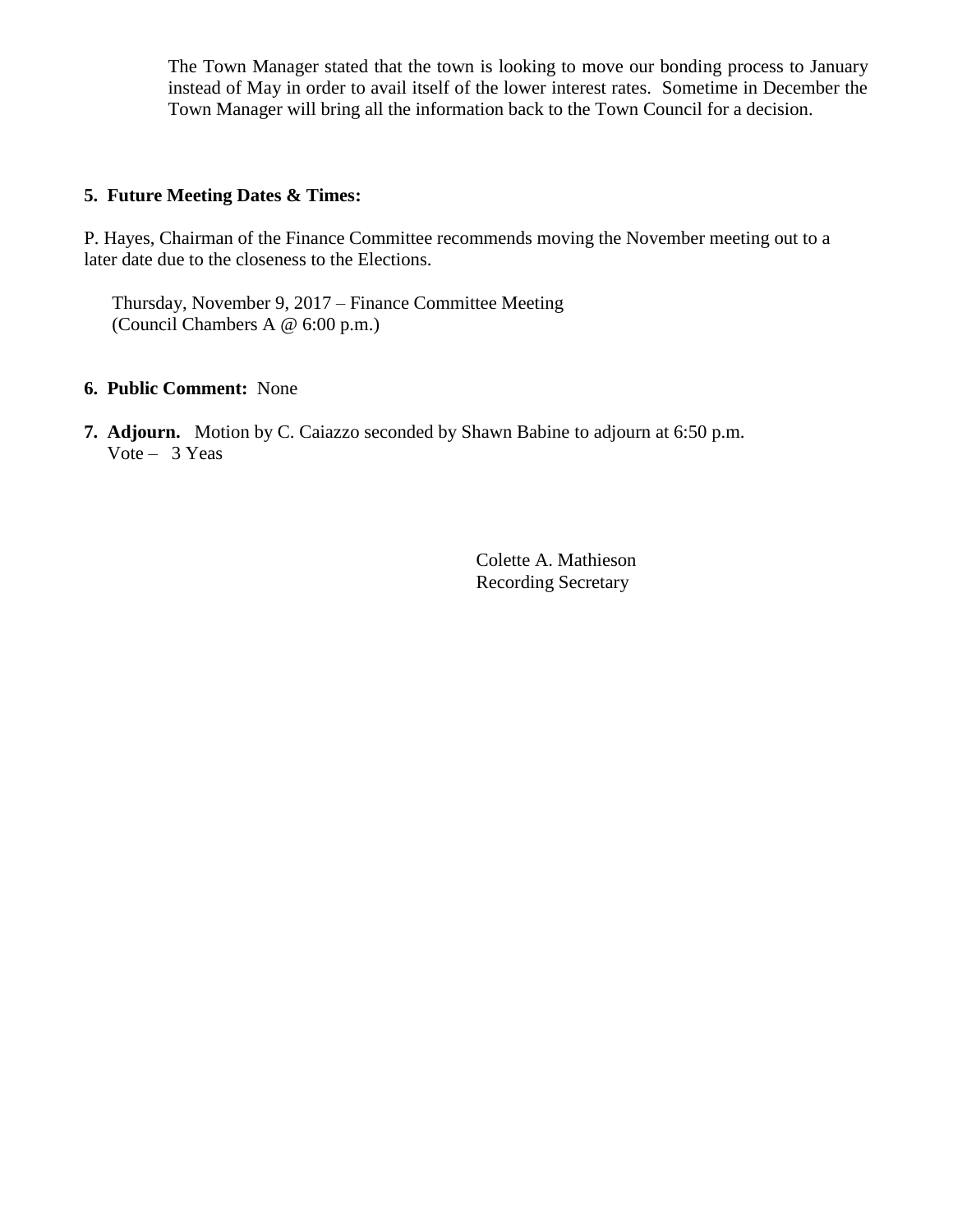The Town Manager stated that the town is looking to move our bonding process to January instead of May in order to avail itself of the lower interest rates. Sometime in December the Town Manager will bring all the information back to the Town Council for a decision.

**5. Future Meeting Dates & Times:**

P. Hayes, Chairman of the Finance Committee recommends moving the November meeting out to a later date due to the closeness to the Elections.

Thursday, November 9, 2017 – Finance Committee Meeting
(Council Chambers A @ 6:00 p.m.)

**6. Public Comment:** None

**7. Adjourn.** Motion by C. Caiazzo seconded by Shawn Babine to adjourn at 6:50 p.m.
Vote – 3 Yeas

Colette A. Mathieson
Recording Secretary